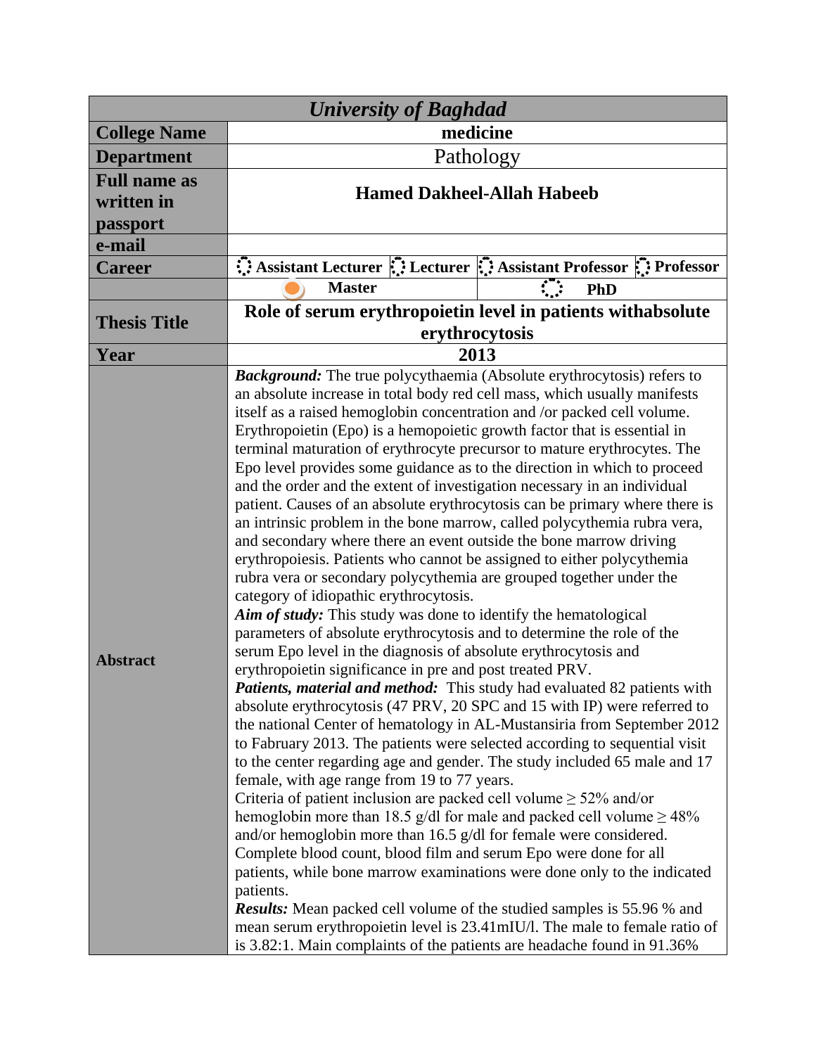| *University of Baghdad* | | | | |
|---|---|---|---|---|
| **College Name** | **medicine** | | | |
| **Department** | Pathology | | | |
| **Full name as written in passport** | **Hamed Dakheel-Allah Habeeb** | | | |
| **e-mail** | | | | |
| **Career** | **Assistant Lecturer** | **Lecturer** | **Assistant Professor** | **Professor** |
| | **Master** | | **PhD** | |
| **Thesis Title** | **Role of serum erythropoietin level in patients withabsolute erythrocytosis** | | | |
| **Year** | **2013** | | | |
| **Abstract** | ***Background:*** The true polycythaemia (Absolute erythrocytosis) refers to an absolute increase in total body red cell mass, which usually manifests itself as a raised hemoglobin concentration and /or packed cell volume. Erythropoietin (Epo) is a hemopoietic growth factor that is essential in terminal maturation of erythrocyte precursor to mature erythrocytes. The Epo level provides some guidance as to the direction in which to proceed and the order and the extent of investigation necessary in an individual patient. Causes of an absolute erythrocytosis can be primary where there is an intrinsic problem in the bone marrow, called polycythemia rubra vera, and secondary where there an event outside the bone marrow driving erythropoiesis. Patients who cannot be assigned to either polycythemia rubra vera or secondary polycythemia are grouped together under the category of idiopathic erythrocytosis.<br>***Aim of study:*** This study was done to identify the hematological parameters of absolute erythrocytosis and to determine the role of the serum Epo level in the diagnosis of absolute erythrocytosis and erythropoietin significance in pre and post treated PRV.<br>***Patients, material and method:*** This study had evaluated 82 patients with absolute erythrocytosis (47 PRV, 20 SPC and 15 with IP) were referred to the national Center of hematology in AL-Mustansiria from September 2012 to Fabruary 2013. The patients were selected according to sequential visit to the center regarding age and gender. The study included 65 male and 17 female, with age range from 19 to 77 years.<br>Criteria of patient inclusion are packed cell volume $\geq$ 52% and/or hemoglobin more than 18.5 g/dl for male and packed cell volume $\geq$ 48% and/or hemoglobin more than 16.5 g/dl for female were considered. Complete blood count, blood film and serum Epo were done for all patients, while bone marrow examinations were done only to the indicated patients.<br>***Results:*** Mean packed cell volume of the studied samples is 55.96 % and mean serum erythropoietin level is 23.41mIU/l. The male to female ratio of is 3.82:1. Main complaints of the patients are headache found in 91.36% | | | |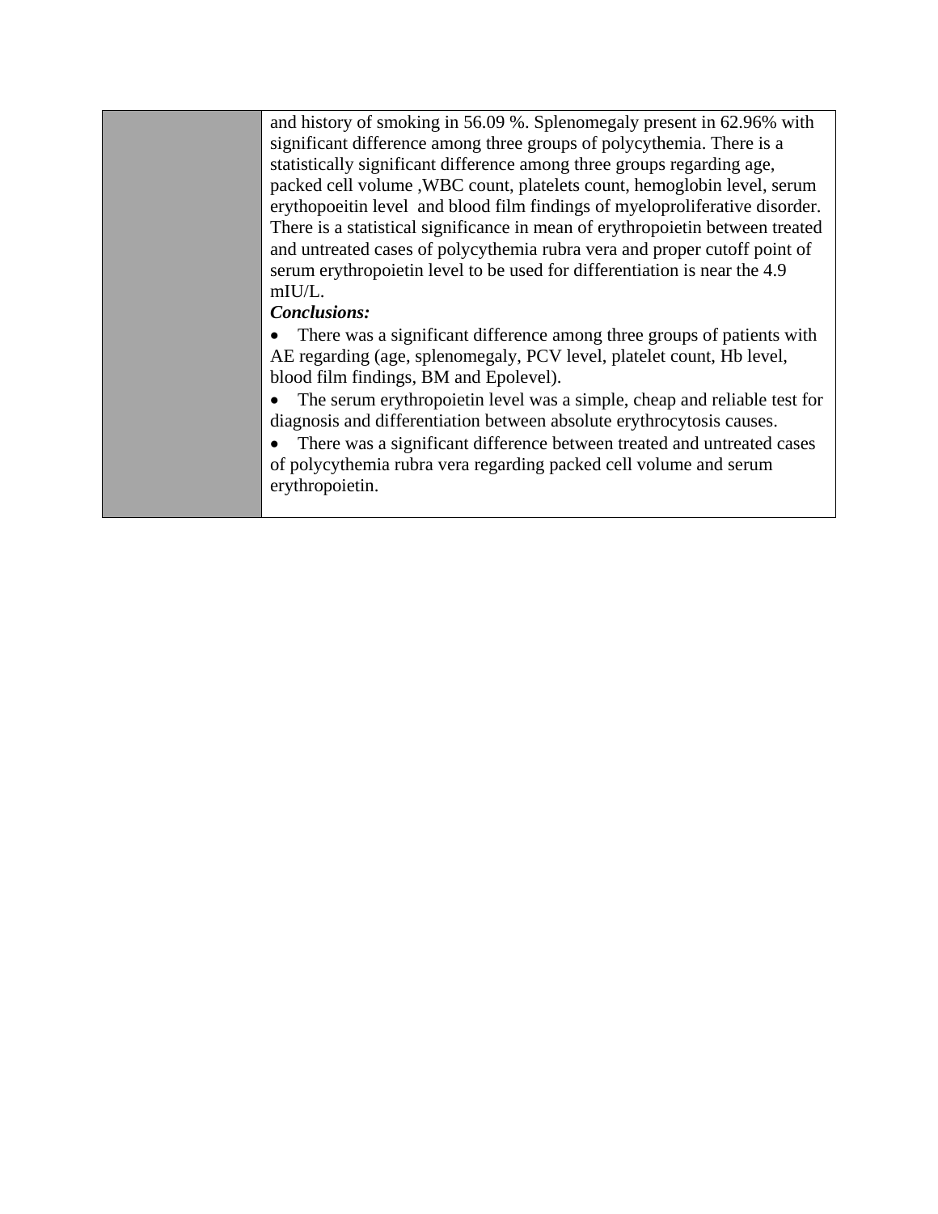| | |
|---|---|
| | and history of smoking in 56.09 %. Splenomegaly present in 62.96% with significant difference among three groups of polycythemia. There is a statistically significant difference among three groups regarding age, packed cell volume ,WBC count, platelets count, hemoglobin level, serum erythopoeitin level and blood film findings of myeloproliferative disorder. There is a statistical significance in mean of erythropoietin between treated and untreated cases of polycythemia rubra vera and proper cutoff point of serum erythropoietin level to be used for differentiation is near the 4.9 mIU/L.<br>***Conclusions:***<br>• There was a significant difference among three groups of patients with AE regarding (age, splenomegaly, PCV level, platelet count, Hb level, blood film findings, BM and Epolevel).<br>• The serum erythropoietin level was a simple, cheap and reliable test for diagnosis and differentiation between absolute erythrocytosis causes.<br>• There was a significant difference between treated and untreated cases of polycythemia rubra vera regarding packed cell volume and serum erythropoietin. |